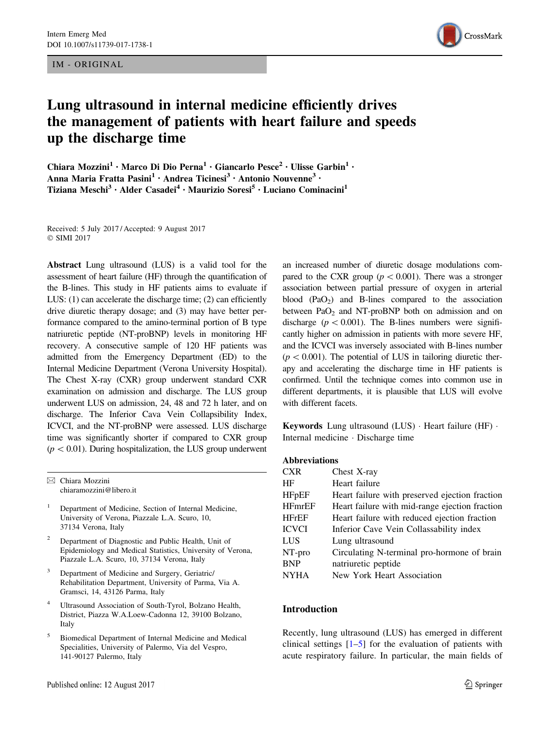IM - ORIGINAL

# Lung ultrasound in internal medicine efficiently drives the management of patients with heart failure and speeds up the discharge time

**Chiara Mozzini[1] · Marco Di Dio Perna[1] · Giancarlo Pesce[2] · Ulisse Garbin[1] · Anna Maria Fratta Pasini[1] · Andrea Ticinesi[3] · Antonio Nouvenne[3] · Tiziana Meschi[3] · Alder Casadei[4] · Maurizio Soresi[5] · Luciano Cominacini[1]**

Received: 5 July 2017 / Accepted: 9 August 2017
© SIMI 2017

**Abstract** Lung ultrasound (LUS) is a valid tool for the assessment of heart failure (HF) through the quantification of the B-lines. This study in HF patients aims to evaluate if LUS: (1) can accelerate the discharge time; (2) can efficiently drive diuretic therapy dosage; and (3) may have better performance compared to the amino-terminal portion of B type natriuretic peptide (NT-proBNP) levels in monitoring HF recovery. A consecutive sample of 120 HF patients was admitted from the Emergency Department (ED) to the Internal Medicine Department (Verona University Hospital). The Chest X-ray (CXR) group underwent standard CXR examination on admission and discharge. The LUS group underwent LUS on admission, 24, 48 and 72 h later, and on discharge. The Inferior Cava Vein Collapsibility Index, ICVCI, and the NT-proBNP were assessed. LUS discharge time was significantly shorter if compared to CXR group ($p < 0.01$). During hospitalization, the LUS group underwent an increased number of diuretic dosage modulations compared to the CXR group ($p < 0.001$). There was a stronger association between partial pressure of oxygen in arterial blood ($PaO_2$) and B-lines compared to the association between $PaO_2$ and NT-proBNP both on admission and on discharge ($p < 0.001$). The B-lines numbers were significantly higher on admission in patients with more severe HF, and the ICVCI was inversely associated with B-lines number ($p < 0.001$). The potential of LUS in tailoring diuretic therapy and accelerating the discharge time in HF patients is confirmed. Until the technique comes into common use in different departments, it is plausible that LUS will evolve with different facets.

**Keywords** Lung ultrasound (LUS) · Heart failure (HF) · Internal medicine · Discharge time

**Abbreviations**

| | |
|---|---|
| CXR | Chest X-ray |
| HF | Heart failure |
| HFpEF | Heart failure with preserved ejection fraction |
| HFmrEF | Heart failure with mid-range ejection fraction |
| HFrEF | Heart failure with reduced ejection fraction |
| ICVCI | Inferior Cave Vein Collassability index |
| LUS | Lung ultrasound |
| NT-pro BNP | Circulating N-terminal pro-hormone of brain natriuretic peptide |
| NYHA | New York Heart Association |

✉ Chiara Mozzini
chiaramozzini@libero.it

[1] Department of Medicine, Section of Internal Medicine, University of Verona, Piazzale L.A. Scuro, 10, 37134 Verona, Italy

[2] Department of Diagnostic and Public Health, Unit of Epidemiology and Medical Statistics, University of Verona, Piazzale L.A. Scuro, 10, 37134 Verona, Italy

[3] Department of Medicine and Surgery, Geriatric/Rehabilitation Department, University of Parma, Via A. Gramsci, 14, 43126 Parma, Italy

[4] Ultrasound Association of South-Tyrol, Bolzano Health, District, Piazza W.A.Loew-Cadonna 12, 39100 Bolzano, Italy

[5] Biomedical Department of Internal Medicine and Medical Specialities, University of Palermo, Via del Vespro, 141-90127 Palermo, Italy

## Introduction

Recently, lung ultrasound (LUS) has emerged in different clinical settings [1–5] for the evaluation of patients with acute respiratory failure. In particular, the main fields of

Published online: 12 August 2017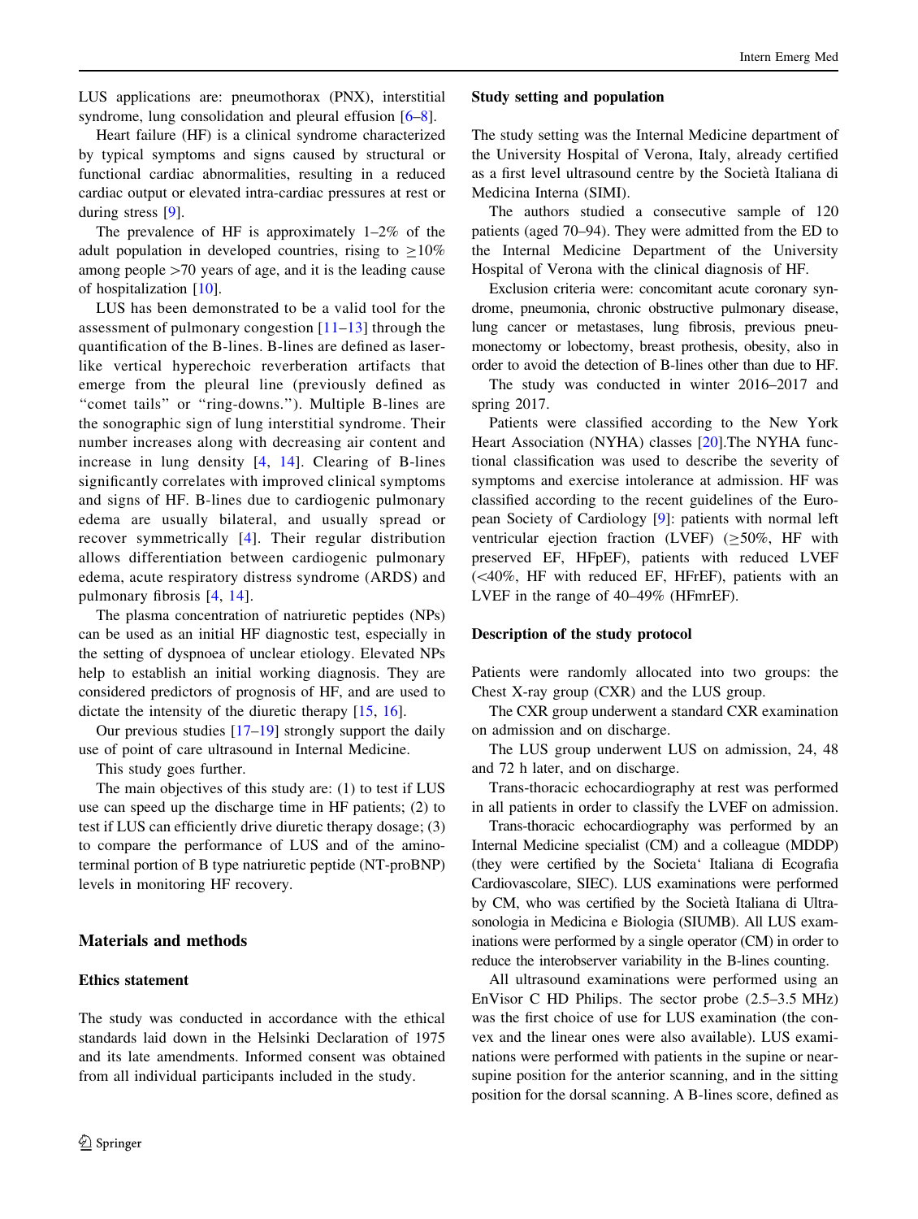LUS applications are: pneumothorax (PNX), interstitial syndrome, lung consolidation and pleural effusion [6–8].

Heart failure (HF) is a clinical syndrome characterized by typical symptoms and signs caused by structural or functional cardiac abnormalities, resulting in a reduced cardiac output or elevated intra-cardiac pressures at rest or during stress [9].

The prevalence of HF is approximately 1–2% of the adult population in developed countries, rising to ≥10% among people >70 years of age, and it is the leading cause of hospitalization [10].

LUS has been demonstrated to be a valid tool for the assessment of pulmonary congestion [11–13] through the quantification of the B-lines. B-lines are defined as laser-like vertical hyperechoic reverberation artifacts that emerge from the pleural line (previously defined as "comet tails" or "ring-downs."). Multiple B-lines are the sonographic sign of lung interstitial syndrome. Their number increases along with decreasing air content and increase in lung density [4, 14]. Clearing of B-lines significantly correlates with improved clinical symptoms and signs of HF. B-lines due to cardiogenic pulmonary edema are usually bilateral, and usually spread or recover symmetrically [4]. Their regular distribution allows differentiation between cardiogenic pulmonary edema, acute respiratory distress syndrome (ARDS) and pulmonary fibrosis [4, 14].

The plasma concentration of natriuretic peptides (NPs) can be used as an initial HF diagnostic test, especially in the setting of dyspnoea of unclear etiology. Elevated NPs help to establish an initial working diagnosis. They are considered predictors of prognosis of HF, and are used to dictate the intensity of the diuretic therapy [15, 16].

Our previous studies [17–19] strongly support the daily use of point of care ultrasound in Internal Medicine.

This study goes further.

The main objectives of this study are: (1) to test if LUS use can speed up the discharge time in HF patients; (2) to test if LUS can efficiently drive diuretic therapy dosage; (3) to compare the performance of LUS and of the amino-terminal portion of B type natriuretic peptide (NT-proBNP) levels in monitoring HF recovery.

## Materials and methods

### Ethics statement

The study was conducted in accordance with the ethical standards laid down in the Helsinki Declaration of 1975 and its late amendments. Informed consent was obtained from all individual participants included in the study.

### Study setting and population

The study setting was the Internal Medicine department of the University Hospital of Verona, Italy, already certified as a first level ultrasound centre by the Società Italiana di Medicina Interna (SIMI).

The authors studied a consecutive sample of 120 patients (aged 70–94). They were admitted from the ED to the Internal Medicine Department of the University Hospital of Verona with the clinical diagnosis of HF.

Exclusion criteria were: concomitant acute coronary syndrome, pneumonia, chronic obstructive pulmonary disease, lung cancer or metastases, lung fibrosis, previous pneumonectomy or lobectomy, breast prothesis, obesity, also in order to avoid the detection of B-lines other than due to HF.

The study was conducted in winter 2016–2017 and spring 2017.

Patients were classified according to the New York Heart Association (NYHA) classes [20].The NYHA functional classification was used to describe the severity of symptoms and exercise intolerance at admission. HF was classified according to the recent guidelines of the European Society of Cardiology [9]: patients with normal left ventricular ejection fraction (LVEF) (≥50%, HF with preserved EF, HFpEF), patients with reduced LVEF (<40%, HF with reduced EF, HFrEF), patients with an LVEF in the range of 40–49% (HFmrEF).

### Description of the study protocol

Patients were randomly allocated into two groups: the Chest X-ray group (CXR) and the LUS group.

The CXR group underwent a standard CXR examination on admission and on discharge.

The LUS group underwent LUS on admission, 24, 48 and 72 h later, and on discharge.

Trans-thoracic echocardiography at rest was performed in all patients in order to classify the LVEF on admission.

Trans-thoracic echocardiography was performed by an Internal Medicine specialist (CM) and a colleague (MDDP) (they were certified by the Societa‘ Italiana di Ecografia Cardiovascolare, SIEC). LUS examinations were performed by CM, who was certified by the Società Italiana di Ultrasonologia in Medicina e Biologia (SIUMB). All LUS examinations were performed by a single operator (CM) in order to reduce the interobserver variability in the B-lines counting.

All ultrasound examinations were performed using an EnVisor C HD Philips. The sector probe (2.5–3.5 MHz) was the first choice of use for LUS examination (the convex and the linear ones were also available). LUS examinations were performed with patients in the supine or near-supine position for the anterior scanning, and in the sitting position for the dorsal scanning. A B-lines score, defined as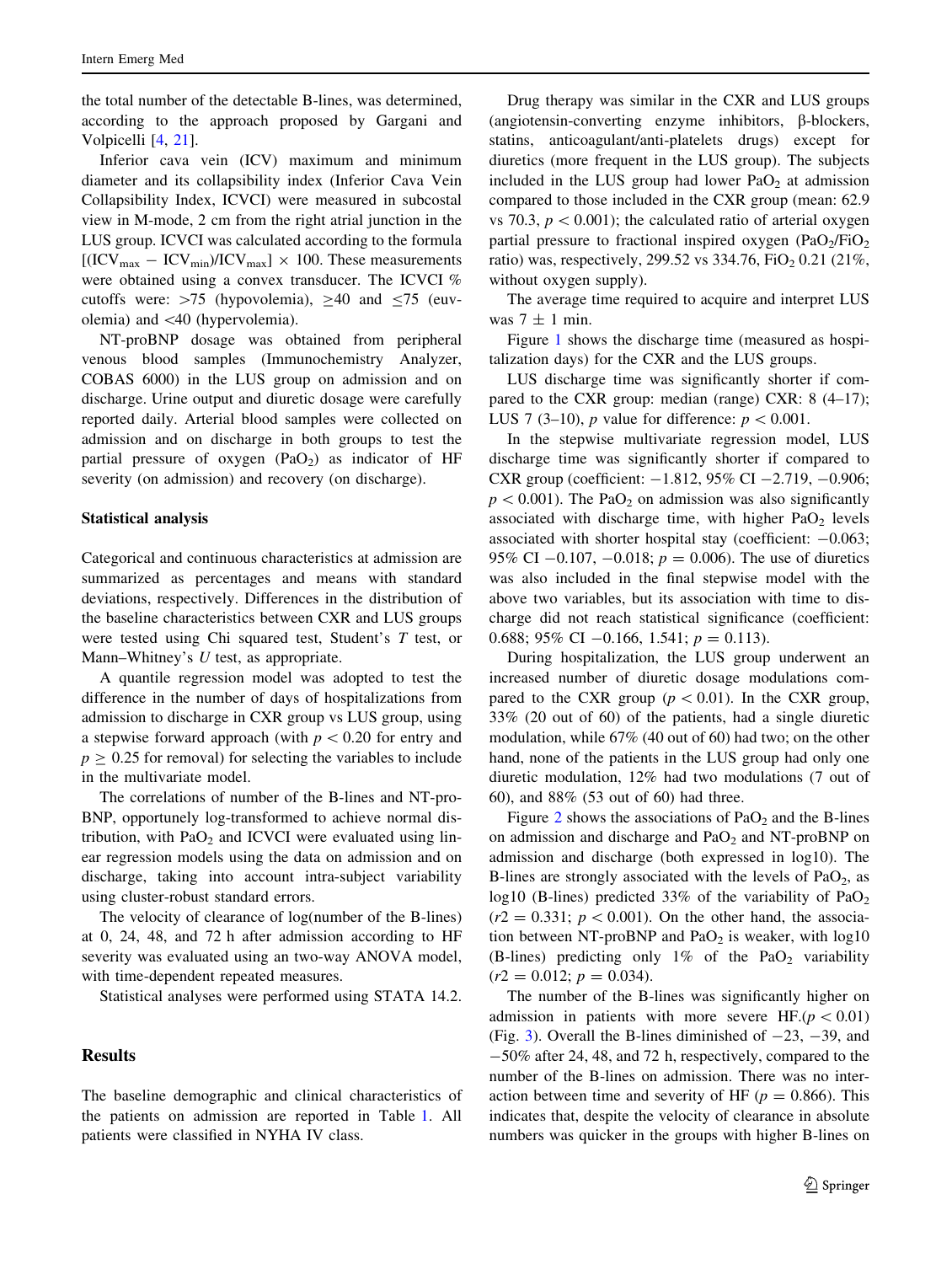the total number of the detectable B-lines, was determined, according to the approach proposed by Gargani and Volpicelli [4, 21].

Inferior cava vein (ICV) maximum and minimum diameter and its collapsibility index (Inferior Cava Vein Collapsibility Index, ICVCI) were measured in subcostal view in M-mode, 2 cm from the right atrial junction in the LUS group. ICVCI was calculated according to the formula $[(ICV_{max} - ICV_{min})/ICV_{max}] \times 100$. These measurements were obtained using a convex transducer. The ICVCI % cutoffs were: $>75$ (hypovolemia), $\geq 40$ and $\leq 75$ (euvolemia) and $<40$ (hypervolemia).

NT-proBNP dosage was obtained from peripheral venous blood samples (Immunochemistry Analyzer, COBAS 6000) in the LUS group on admission and on discharge. Urine output and diuretic dosage were carefully reported daily. Arterial blood samples were collected on admission and on discharge in both groups to test the partial pressure of oxygen ($PaO_2$) as indicator of HF severity (on admission) and recovery (on discharge).

### Statistical analysis

Categorical and continuous characteristics at admission are summarized as percentages and means with standard deviations, respectively. Differences in the distribution of the baseline characteristics between CXR and LUS groups were tested using Chi squared test, Student's *T* test, or Mann–Whitney's *U* test, as appropriate.

A quantile regression model was adopted to test the difference in the number of days of hospitalizations from admission to discharge in CXR group vs LUS group, using a stepwise forward approach (with $p < 0.20$ for entry and $p \geq 0.25$ for removal) for selecting the variables to include in the multivariate model.

The correlations of number of the B-lines and NT-proBNP, opportunely log-transformed to achieve normal distribution, with $PaO_2$ and ICVCI were evaluated using linear regression models using the data on admission and on discharge, taking into account intra-subject variability using cluster-robust standard errors.

The velocity of clearance of log(number of the B-lines) at 0, 24, 48, and 72 h after admission according to HF severity was evaluated using an two-way ANOVA model, with time-dependent repeated measures.

Statistical analyses were performed using STATA 14.2.

## Results

The baseline demographic and clinical characteristics of the patients on admission are reported in Table 1. All patients were classified in NYHA IV class.

Drug therapy was similar in the CXR and LUS groups (angiotensin-converting enzyme inhibitors, β-blockers, statins, anticoagulant/anti-platelets drugs) except for diuretics (more frequent in the LUS group). The subjects included in the LUS group had lower $PaO_2$ at admission compared to those included in the CXR group (mean: 62.9 vs 70.3, $p < 0.001$); the calculated ratio of arterial oxygen partial pressure to fractional inspired oxygen ($PaO_2/FiO_2$ ratio) was, respectively, 299.52 vs 334.76, $FiO_2$ 0.21 (21%, without oxygen supply).

The average time required to acquire and interpret LUS was $7 \pm 1$ min.

Figure 1 shows the discharge time (measured as hospitalization days) for the CXR and the LUS groups.

LUS discharge time was significantly shorter if compared to the CXR group: median (range) CXR: 8 (4–17); LUS 7 (3–10), *p* value for difference: $p < 0.001$.

In the stepwise multivariate regression model, LUS discharge time was significantly shorter if compared to CXR group (coefficient: −1.812, 95% CI −2.719, −0.906; $p < 0.001$). The $PaO_2$ on admission was also significantly associated with discharge time, with higher $PaO_2$ levels associated with shorter hospital stay (coefficient: −0.063; 95% CI −0.107, −0.018; $p = 0.006$). The use of diuretics was also included in the final stepwise model with the above two variables, but its association with time to discharge did not reach statistical significance (coefficient: 0.688; 95% CI −0.166, 1.541; $p = 0.113$).

During hospitalization, the LUS group underwent an increased number of diuretic dosage modulations compared to the CXR group ($p < 0.01$). In the CXR group, 33% (20 out of 60) of the patients, had a single diuretic modulation, while 67% (40 out of 60) had two; on the other hand, none of the patients in the LUS group had only one diuretic modulation, 12% had two modulations (7 out of 60), and 88% (53 out of 60) had three.

Figure 2 shows the associations of $PaO_2$ and the B-lines on admission and discharge and $PaO_2$ and NT-proBNP on admission and discharge (both expressed in log10). The B-lines are strongly associated with the levels of $PaO_2$, as log10 (B-lines) predicted 33% of the variability of $PaO_2$ ($r2 = 0.331$; $p < 0.001$). On the other hand, the association between NT-proBNP and $PaO_2$ is weaker, with log10 (B-lines) predicting only 1% of the $PaO_2$ variability ($r2 = 0.012$; $p = 0.034$).

The number of the B-lines was significantly higher on admission in patients with more severe HF.($p < 0.01$) (Fig. 3). Overall the B-lines diminished of −23, −39, and −50% after 24, 48, and 72 h, respectively, compared to the number of the B-lines on admission. There was no interaction between time and severity of HF ($p = 0.866$). This indicates that, despite the velocity of clearance in absolute numbers was quicker in the groups with higher B-lines on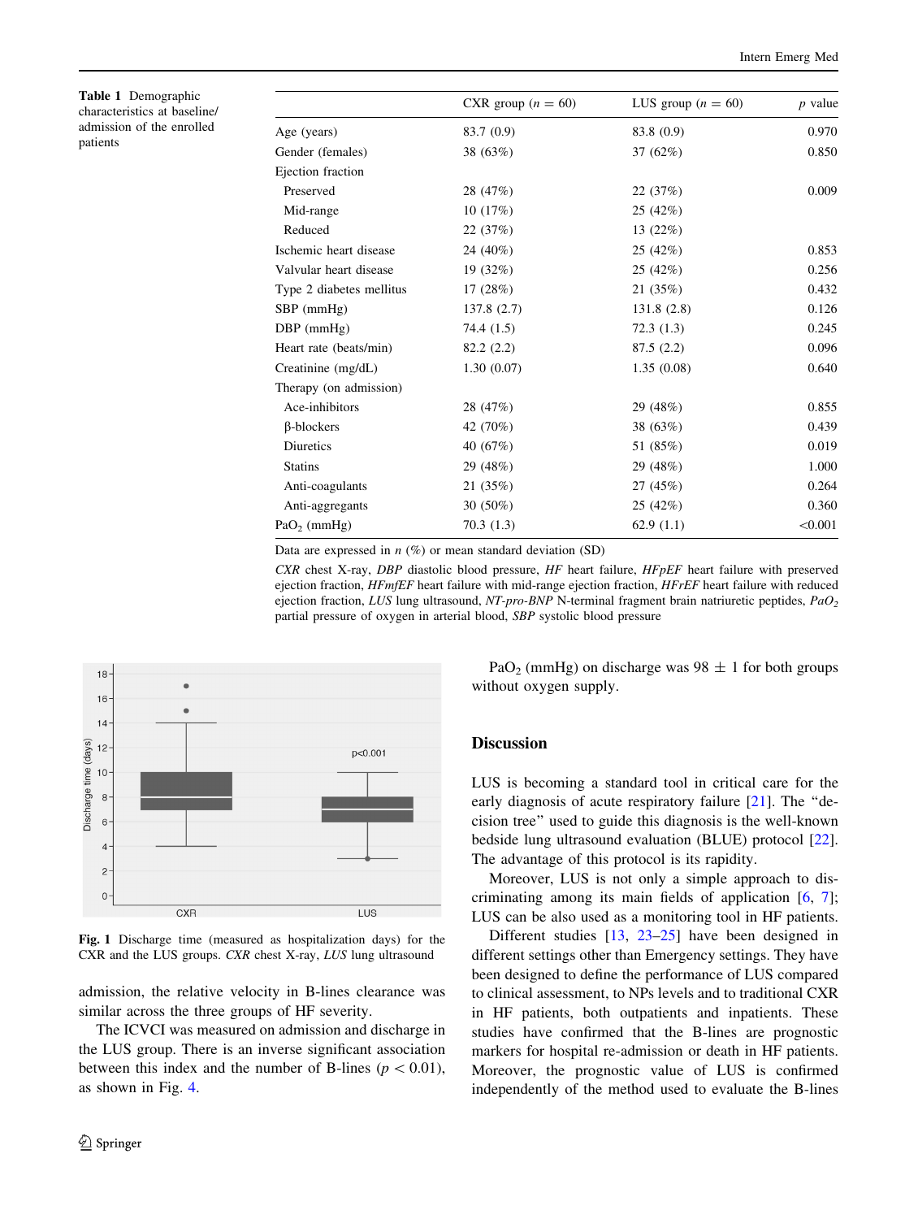**Table 1** Demographic characteristics at baseline/admission of the enrolled patients

| | CXR group ($n = 60$) | LUS group ($n = 60$) | $p$ value |
|---|---|---|---|
| Age (years) | 83.7 (0.9) | 83.8 (0.9) | 0.970 |
| Gender (females) | 38 (63%) | 37 (62%) | 0.850 |
| Ejection fraction | | | |
| Preserved | 28 (47%) | 22 (37%) | 0.009 |
| Mid-range | 10 (17%) | 25 (42%) | |
| Reduced | 22 (37%) | 13 (22%) | |
| Ischemic heart disease | 24 (40%) | 25 (42%) | 0.853 |
| Valvular heart disease | 19 (32%) | 25 (42%) | 0.256 |
| Type 2 diabetes mellitus | 17 (28%) | 21 (35%) | 0.432 |
| SBP (mmHg) | 137.8 (2.7) | 131.8 (2.8) | 0.126 |
| DBP (mmHg) | 74.4 (1.5) | 72.3 (1.3) | 0.245 |
| Heart rate (beats/min) | 82.2 (2.2) | 87.5 (2.2) | 0.096 |
| Creatinine (mg/dL) | 1.30 (0.07) | 1.35 (0.08) | 0.640 |
| Therapy (on admission) | | | |
| Ace-inhibitors | 28 (47%) | 29 (48%) | 0.855 |
| β-blockers | 42 (70%) | 38 (63%) | 0.439 |
| Diuretics | 40 (67%) | 51 (85%) | 0.019 |
| Statins | 29 (48%) | 29 (48%) | 1.000 |
| Anti-coagulants | 21 (35%) | 27 (45%) | 0.264 |
| Anti-aggregants | 30 (50%) | 25 (42%) | 0.360 |
| $PaO_2$ (mmHg) | 70.3 (1.3) | 62.9 (1.1) | <0.001 |

Data are expressed in $n$ (%) or mean standard deviation (SD)

*CXR* chest X-ray, *DBP* diastolic blood pressure, *HF* heart failure, *HFpEF* heart failure with preserved ejection fraction, *HFmfEF* heart failure with mid-range ejection fraction, *HFrEF* heart failure with reduced ejection fraction, *LUS* lung ultrasound, *NT-pro-BNP* N-terminal fragment brain natriuretic peptides, *$PaO_2$* partial pressure of oxygen in arterial blood, *SBP* systolic blood pressure

**Fig. 1** Discharge time (measured as hospitalization days) for the CXR and the LUS groups. *CXR* chest X-ray, *LUS* lung ultrasound

admission, the relative velocity in B-lines clearance was similar across the three groups of HF severity.

The ICVCI was measured on admission and discharge in the LUS group. There is an inverse significant association between this index and the number of B-lines ($p < 0.01$), as shown in Fig. 4.

$PaO_2$ (mmHg) on discharge was 98 ± 1 for both groups without oxygen supply.

## Discussion

LUS is becoming a standard tool in critical care for the early diagnosis of acute respiratory failure [21]. The "decision tree" used to guide this diagnosis is the well-known bedside lung ultrasound evaluation (BLUE) protocol [22]. The advantage of this protocol is its rapidity.

Moreover, LUS is not only a simple approach to discriminating among its main fields of application [6, 7]; LUS can be also used as a monitoring tool in HF patients.

Different studies [13, 23–25] have been designed in different settings other than Emergency settings. They have been designed to define the performance of LUS compared to clinical assessment, to NPs levels and to traditional CXR in HF patients, both outpatients and inpatients. These studies have confirmed that the B-lines are prognostic markers for hospital re-admission or death in HF patients. Moreover, the prognostic value of LUS is confirmed independently of the method used to evaluate the B-lines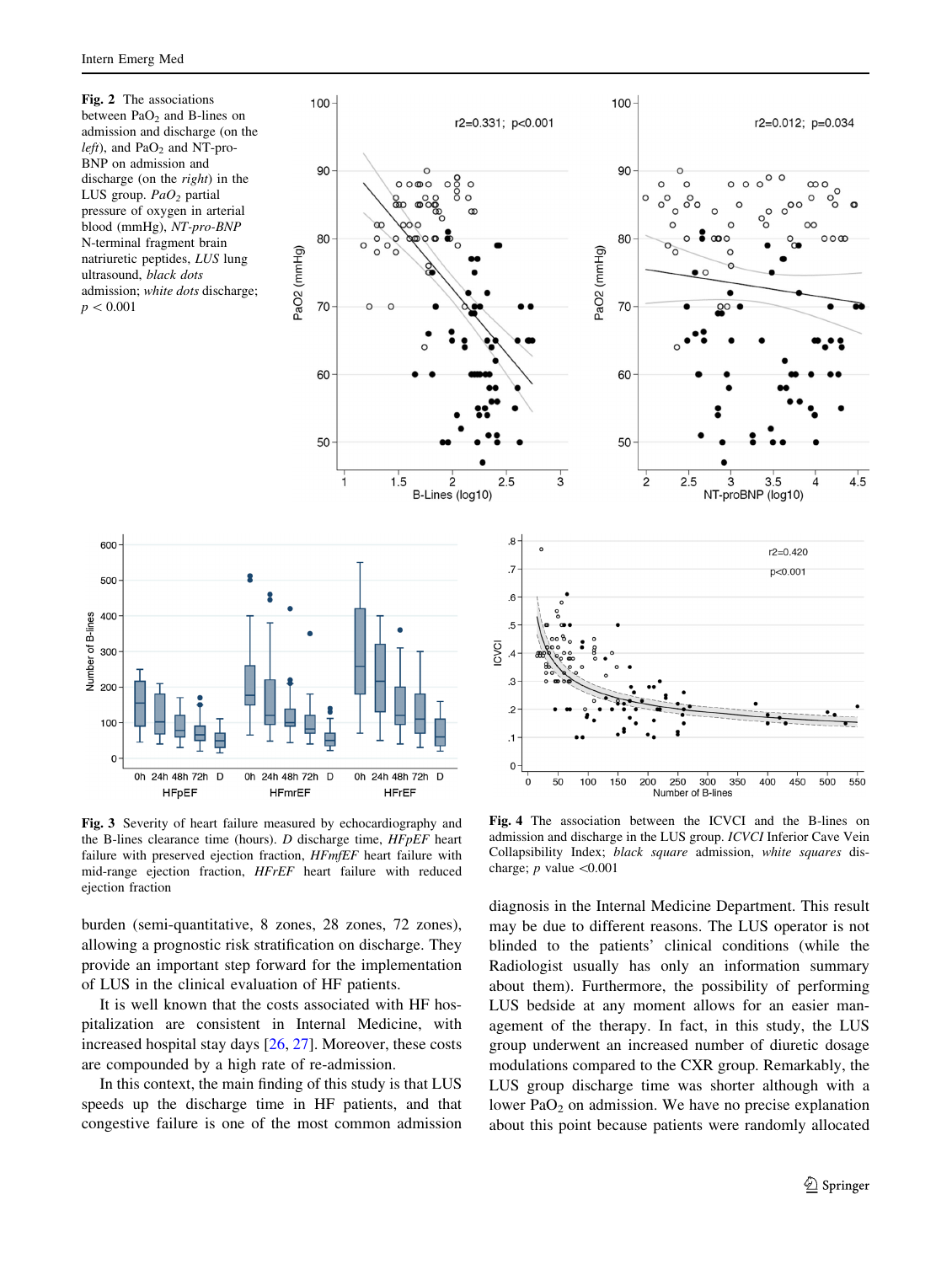**Fig. 2** The associations between $PaO_2$ and B-lines on admission and discharge (on the *left*), and $PaO_2$ and NT-pro-BNP on admission and discharge (on the *right*) in the LUS group. *$PaO_2$* partial pressure of oxygen in arterial blood (mmHg), *NT-pro-BNP* N-terminal fragment brain natriuretic peptides, *LUS* lung ultrasound, *black dots* admission; *white dots* discharge; $p < 0.001$

**Fig. 3** Severity of heart failure measured by echocardiography and the B-lines clearance time (hours). *D* discharge time, *HFpEF* heart failure with preserved ejection fraction, *HFmfEF* heart failure with mid-range ejection fraction, *HFrEF* heart failure with reduced ejection fraction

**Fig. 4** The association between the ICVCI and the B-lines on admission and discharge in the LUS group. *ICVCI* Inferior Cave Vein Collapsibility Index; *black square* admission, *white squares* discharge; *p* value <0.001

burden (semi-quantitative, 8 zones, 28 zones, 72 zones), allowing a prognostic risk stratification on discharge. They provide an important step forward for the implementation of LUS in the clinical evaluation of HF patients.

It is well known that the costs associated with HF hospitalization are consistent in Internal Medicine, with increased hospital stay days [26, 27]. Moreover, these costs are compounded by a high rate of re-admission.

In this context, the main finding of this study is that LUS speeds up the discharge time in HF patients, and that congestive failure is one of the most common admission diagnosis in the Internal Medicine Department. This result may be due to different reasons. The LUS operator is not blinded to the patients' clinical conditions (while the Radiologist usually has only an information summary about them). Furthermore, the possibility of performing LUS bedside at any moment allows for an easier management of the therapy. In fact, in this study, the LUS group underwent an increased number of diuretic dosage modulations compared to the CXR group. Remarkably, the LUS group discharge time was shorter although with a lower $PaO_2$ on admission. We have no precise explanation about this point because patients were randomly allocated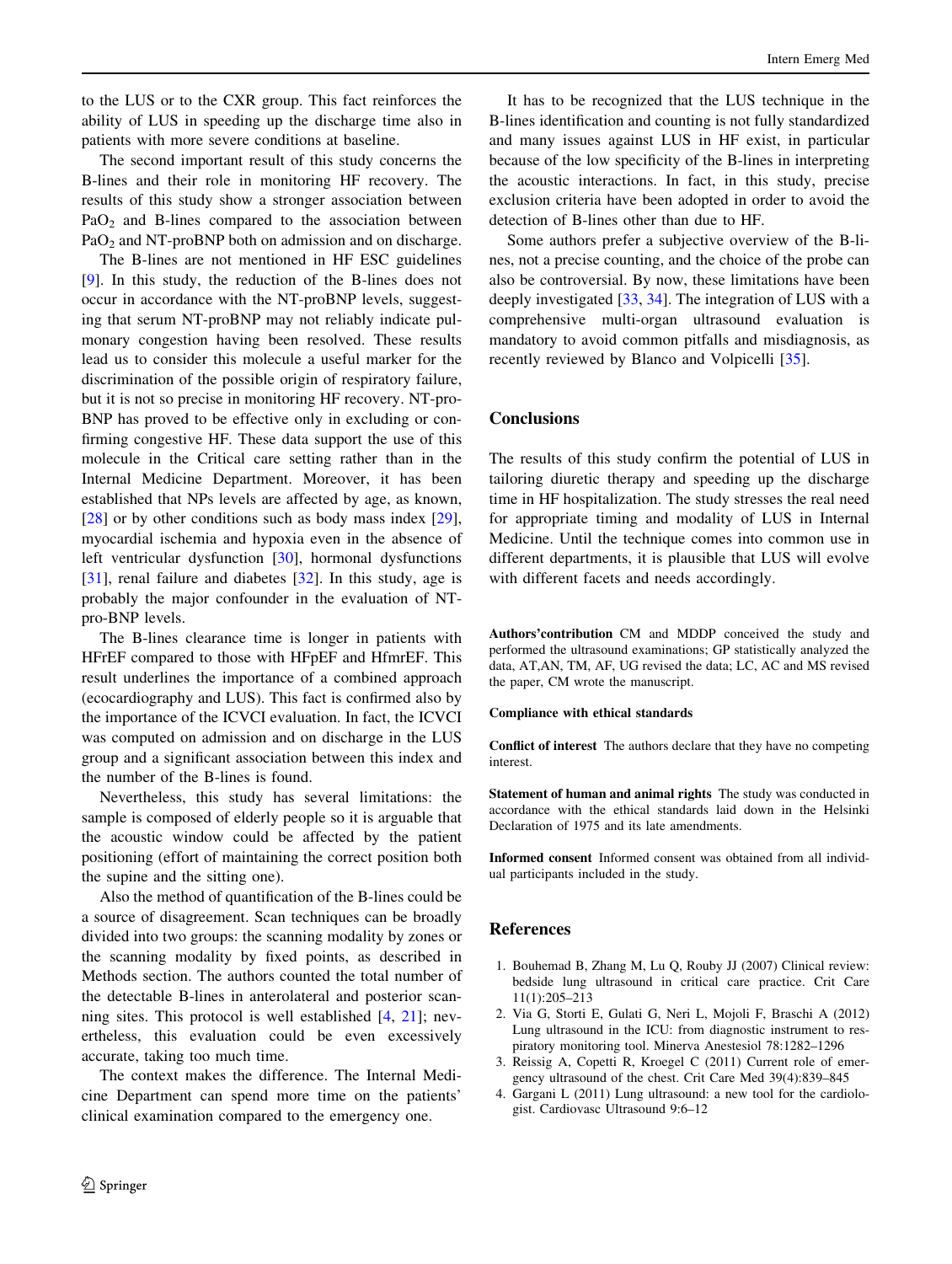to the LUS or to the CXR group. This fact reinforces the ability of LUS in speeding up the discharge time also in patients with more severe conditions at baseline.

The second important result of this study concerns the B-lines and their role in monitoring HF recovery. The results of this study show a stronger association between $PaO_2$ and B-lines compared to the association between $PaO_2$ and NT-proBNP both on admission and on discharge.

The B-lines are not mentioned in HF ESC guidelines [9]. In this study, the reduction of the B-lines does not occur in accordance with the NT-proBNP levels, suggesting that serum NT-proBNP may not reliably indicate pulmonary congestion having been resolved. These results lead us to consider this molecule a useful marker for the discrimination of the possible origin of respiratory failure, but it is not so precise in monitoring HF recovery. NT-proBNP has proved to be effective only in excluding or confirming congestive HF. These data support the use of this molecule in the Critical care setting rather than in the Internal Medicine Department. Moreover, it has been established that NPs levels are affected by age, as known, [28] or by other conditions such as body mass index [29], myocardial ischemia and hypoxia even in the absence of left ventricular dysfunction [30], hormonal dysfunctions [31], renal failure and diabetes [32]. In this study, age is probably the major confounder in the evaluation of NT-pro-BNP levels.

The B-lines clearance time is longer in patients with HFrEF compared to those with HFpEF and HFmrEF. This result underlines the importance of a combined approach (ecocardiography and LUS). This fact is confirmed also by the importance of the ICVCI evaluation. In fact, the ICVCI was computed on admission and on discharge in the LUS group and a significant association between this index and the number of the B-lines is found.

Nevertheless, this study has several limitations: the sample is composed of elderly people so it is arguable that the acoustic window could be affected by the patient positioning (effort of maintaining the correct position both the supine and the sitting one).

Also the method of quantification of the B-lines could be a source of disagreement. Scan techniques can be broadly divided into two groups: the scanning modality by zones or the scanning modality by fixed points, as described in Methods section. The authors counted the total number of the detectable B-lines in anterolateral and posterior scanning sites. This protocol is well established [4, 21]; nevertheless, this evaluation could be even excessively accurate, taking too much time.

The context makes the difference. The Internal Medicine Department can spend more time on the patients' clinical examination compared to the emergency one.

It has to be recognized that the LUS technique in the B-lines identification and counting is not fully standardized and many issues against LUS in HF exist, in particular because of the low specificity of the B-lines in interpreting the acoustic interactions. In fact, in this study, precise exclusion criteria have been adopted in order to avoid the detection of B-lines other than due to HF.

Some authors prefer a subjective overview of the B-lines, not a precise counting, and the choice of the probe can also be controversial. By now, these limitations have been deeply investigated [33, 34]. The integration of LUS with a comprehensive multi-organ ultrasound evaluation is mandatory to avoid common pitfalls and misdiagnosis, as recently reviewed by Blanco and Volpicelli [35].

## Conclusions

The results of this study confirm the potential of LUS in tailoring diuretic therapy and speeding up the discharge time in HF hospitalization. The study stresses the real need for appropriate timing and modality of LUS in Internal Medicine. Until the technique comes into common use in different departments, it is plausible that LUS will evolve with different facets and needs accordingly.

**Authors'contribution** CM and MDDP conceived the study and performed the ultrasound examinations; GP statistically analyzed the data, AT,AN, TM, AF, UG revised the data; LC, AC and MS revised the paper, CM wrote the manuscript.

**Compliance with ethical standards**

**Conflict of interest** The authors declare that they have no competing interest.

**Statement of human and animal rights** The study was conducted in accordance with the ethical standards laid down in the Helsinki Declaration of 1975 and its late amendments.

**Informed consent** Informed consent was obtained from all individual participants included in the study.

## References

1. Bouhemad B, Zhang M, Lu Q, Rouby JJ (2007) Clinical review: bedside lung ultrasound in critical care practice. Crit Care 11(1):205–213
2. Via G, Storti E, Gulati G, Neri L, Mojoli F, Braschi A (2012) Lung ultrasound in the ICU: from diagnostic instrument to respiratory monitoring tool. Minerva Anestesiol 78:1282–1296
3. Reissig A, Copetti R, Kroegel C (2011) Current role of emergency ultrasound of the chest. Crit Care Med 39(4):839–845
4. Gargani L (2011) Lung ultrasound: a new tool for the cardiologist. Cardiovasc Ultrasound 9:6–12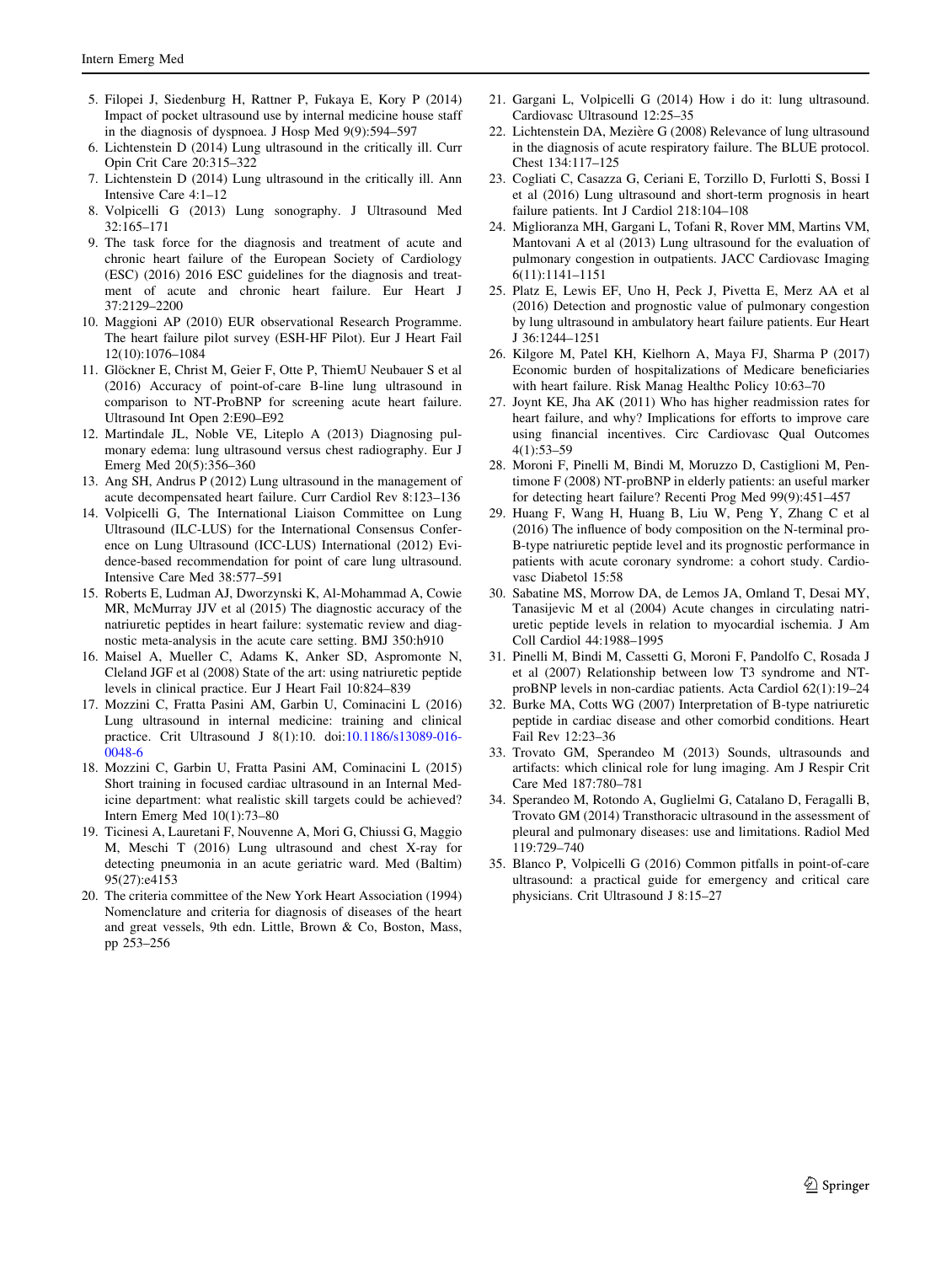5. Filopei J, Siedenburg H, Rattner P, Fukaya E, Kory P (2014) Impact of pocket ultrasound use by internal medicine house staff in the diagnosis of dyspnoea. J Hosp Med 9(9):594–597
6. Lichtenstein D (2014) Lung ultrasound in the critically ill. Curr Opin Crit Care 20:315–322
7. Lichtenstein D (2014) Lung ultrasound in the critically ill. Ann Intensive Care 4:1–12
8. Volpicelli G (2013) Lung sonography. J Ultrasound Med 32:165–171
9. The task force for the diagnosis and treatment of acute and chronic heart failure of the European Society of Cardiology (ESC) (2016) 2016 ESC guidelines for the diagnosis and treatment of acute and chronic heart failure. Eur Heart J 37:2129–2200
10. Maggioni AP (2010) EUR observational Research Programme. The heart failure pilot survey (ESH-HF Pilot). Eur J Heart Fail 12(10):1076–1084
11. Glöckner E, Christ M, Geier F, Otte P, ThiemU Neubauer S et al (2016) Accuracy of point-of-care B-line lung ultrasound in comparison to NT-ProBNP for screening acute heart failure. Ultrasound Int Open 2:E90–E92
12. Martindale JL, Noble VE, Liteplo A (2013) Diagnosing pulmonary edema: lung ultrasound versus chest radiography. Eur J Emerg Med 20(5):356–360
13. Ang SH, Andrus P (2012) Lung ultrasound in the management of acute decompensated heart failure. Curr Cardiol Rev 8:123–136
14. Volpicelli G, The International Liaison Committee on Lung Ultrasound (ILC-LUS) for the International Consensus Conference on Lung Ultrasound (ICC-LUS) International (2012) Evidence-based recommendation for point of care lung ultrasound. Intensive Care Med 38:577–591
15. Roberts E, Ludman AJ, Dworzynski K, Al-Mohammad A, Cowie MR, McMurray JJV et al (2015) The diagnostic accuracy of the natriuretic peptides in heart failure: systematic review and diagnostic meta-analysis in the acute care setting. BMJ 350:h910
16. Maisel A, Mueller C, Adams K, Anker SD, Aspromonte N, Cleland JGF et al (2008) State of the art: using natriuretic peptide levels in clinical practice. Eur J Heart Fail 10:824–839
17. Mozzini C, Fratta Pasini AM, Garbin U, Cominacini L (2016) Lung ultrasound in internal medicine: training and clinical practice. Crit Ultrasound J 8(1):10. doi:10.1186/s13089-016-0048-6
18. Mozzini C, Garbin U, Fratta Pasini AM, Cominacini L (2015) Short training in focused cardiac ultrasound in an Internal Medicine department: what realistic skill targets could be achieved? Intern Emerg Med 10(1):73–80
19. Ticinesi A, Lauretani F, Nouvenne A, Mori G, Chiussi G, Maggio M, Meschi T (2016) Lung ultrasound and chest X-ray for detecting pneumonia in an acute geriatric ward. Med (Baltim) 95(27):e4153
20. The criteria committee of the New York Heart Association (1994) Nomenclature and criteria for diagnosis of diseases of the heart and great vessels, 9th edn. Little, Brown & Co, Boston, Mass, pp 253–256
21. Gargani L, Volpicelli G (2014) How i do it: lung ultrasound. Cardiovasc Ultrasound 12:25–35
22. Lichtenstein DA, Mezière G (2008) Relevance of lung ultrasound in the diagnosis of acute respiratory failure. The BLUE protocol. Chest 134:117–125
23. Cogliati C, Casazza G, Ceriani E, Torzillo D, Furlotti S, Bossi I et al (2016) Lung ultrasound and short-term prognosis in heart failure patients. Int J Cardiol 218:104–108
24. Miglioranza MH, Gargani L, Tofani R, Rover MM, Martins VM, Mantovani A et al (2013) Lung ultrasound for the evaluation of pulmonary congestion in outpatients. JACC Cardiovasc Imaging 6(11):1141–1151
25. Platz E, Lewis EF, Uno H, Peck J, Pivetta E, Merz AA et al (2016) Detection and prognostic value of pulmonary congestion by lung ultrasound in ambulatory heart failure patients. Eur Heart J 36:1244–1251
26. Kilgore M, Patel KH, Kielhorn A, Maya FJ, Sharma P (2017) Economic burden of hospitalizations of Medicare beneficiaries with heart failure. Risk Manag Healthc Policy 10:63–70
27. Joynt KE, Jha AK (2011) Who has higher readmission rates for heart failure, and why? Implications for efforts to improve care using financial incentives. Circ Cardiovasc Qual Outcomes 4(1):53–59
28. Moroni F, Pinelli M, Bindi M, Moruzzo D, Castiglioni M, Pentimone F (2008) NT-proBNP in elderly patients: an useful marker for detecting heart failure? Recenti Prog Med 99(9):451–457
29. Huang F, Wang H, Huang B, Liu W, Peng Y, Zhang C et al (2016) The influence of body composition on the N-terminal pro-B-type natriuretic peptide level and its prognostic performance in patients with acute coronary syndrome: a cohort study. Cardiovasc Diabetol 15:58
30. Sabatine MS, Morrow DA, de Lemos JA, Omland T, Desai MY, Tanasijevic M et al (2004) Acute changes in circulating natriuretic peptide levels in relation to myocardial ischemia. J Am Coll Cardiol 44:1988–1995
31. Pinelli M, Bindi M, Cassetti G, Moroni F, Pandolfo C, Rosada J et al (2007) Relationship between low T3 syndrome and NT-proBNP levels in non-cardiac patients. Acta Cardiol 62(1):19–24
32. Burke MA, Cotts WG (2007) Interpretation of B-type natriuretic peptide in cardiac disease and other comorbid conditions. Heart Fail Rev 12:23–36
33. Trovato GM, Sperandeo M (2013) Sounds, ultrasounds and artifacts: which clinical role for lung imaging. Am J Respir Crit Care Med 187:780–781
34. Sperandeo M, Rotondo A, Guglielmi G, Catalano D, Feragalli B, Trovato GM (2014) Transthoracic ultrasound in the assessment of pleural and pulmonary diseases: use and limitations. Radiol Med 119:729–740
35. Blanco P, Volpicelli G (2016) Common pitfalls in point-of-care ultrasound: a practical guide for emergency and critical care physicians. Crit Ultrasound J 8:15–27